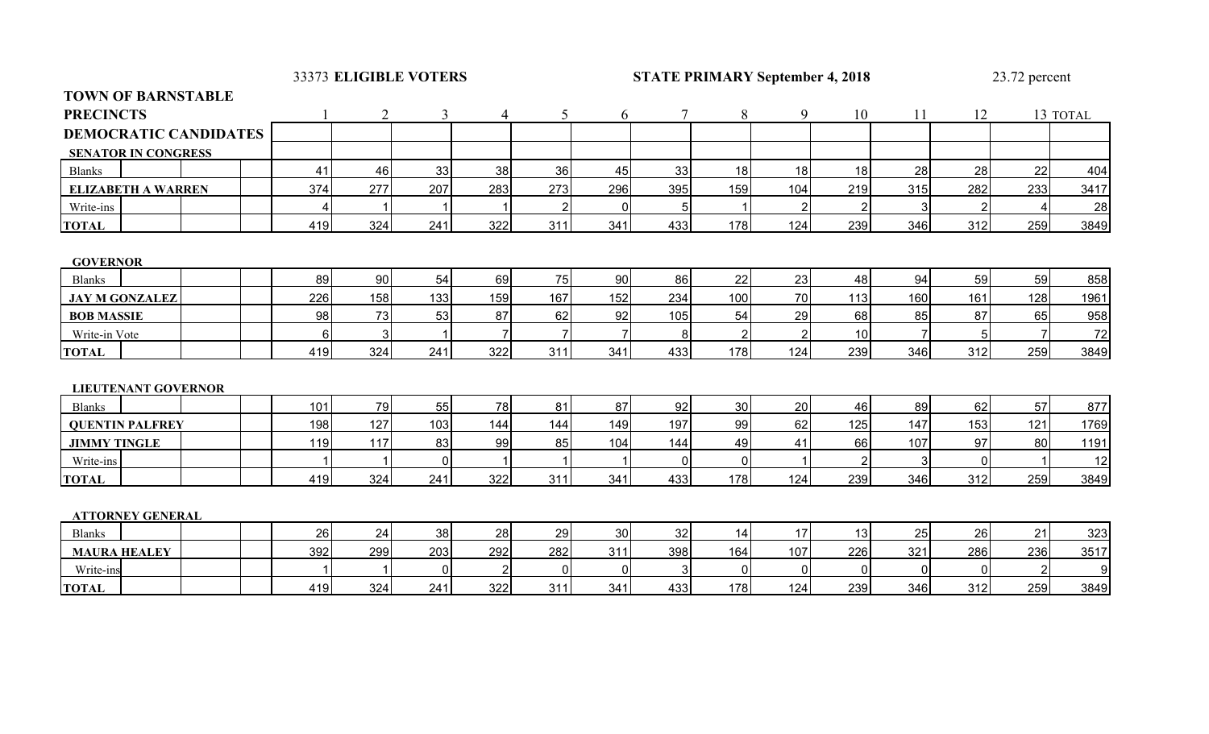33373 **ELIGIBLE VOTERS** **STATE PRIMARY September 4, 2018** 23.72 percent

**TOWN OF BARNSTABLE**

| PRECINCTS | 1 | 2 | 3 | 4 | 5 | 6 | 7 | 8 | 9 | 10 | 11 | 12 | 13 | TOTAL |
|---|---|---|---|---|---|---|---|---|---|---|---|---|---|---|
| **DEMOCRATIC CANDIDATES** | | | | | | | | | | | | | | |
| **SENATOR IN CONGRESS** | | | | | | | | | | | | | | |
| Blanks | 41 | 46 | 33 | 38 | 36 | 45 | 33 | 18 | 18 | 18 | 28 | 28 | 22 | 404 |
| **ELIZABETH A WARREN** | 374 | 277 | 207 | 283 | 273 | 296 | 395 | 159 | 104 | 219 | 315 | 282 | 233 | 3417 |
| Write-ins | 4 | 1 | 1 | 1 | 2 | 0 | 5 | 1 | 2 | 2 | 3 | 2 | 4 | 28 |
| **TOTAL** | 419 | 324 | 241 | 322 | 311 | 341 | 433 | 178 | 124 | 239 | 346 | 312 | 259 | 3849 |

| **GOVERNOR** | 1 | 2 | 3 | 4 | 5 | 6 | 7 | 8 | 9 | 10 | 11 | 12 | 13 | TOTAL |
|---|---|---|---|---|---|---|---|---|---|---|---|---|---|---|
| Blanks | 89 | 90 | 54 | 69 | 75 | 90 | 86 | 22 | 23 | 48 | 94 | 59 | 59 | 858 |
| **JAY M GONZALEZ** | 226 | 158 | 133 | 159 | 167 | 152 | 234 | 100 | 70 | 113 | 160 | 161 | 128 | 1961 |
| **BOB MASSIE** | 98 | 73 | 53 | 87 | 62 | 92 | 105 | 54 | 29 | 68 | 85 | 87 | 65 | 958 |
| Write-in Vote | 6 | 3 | 1 | 7 | 7 | 7 | 8 | 2 | 2 | 10 | 7 | 5 | 7 | 72 |
| **TOTAL** | 419 | 324 | 241 | 322 | 311 | 341 | 433 | 178 | 124 | 239 | 346 | 312 | 259 | 3849 |

| **LIEUTENANT GOVERNOR** | 1 | 2 | 3 | 4 | 5 | 6 | 7 | 8 | 9 | 10 | 11 | 12 | 13 | TOTAL |
|---|---|---|---|---|---|---|---|---|---|---|---|---|---|---|
| Blanks | 101 | 79 | 55 | 78 | 81 | 87 | 92 | 30 | 20 | 46 | 89 | 62 | 57 | 877 |
| **QUENTIN PALFREY** | 198 | 127 | 103 | 144 | 144 | 149 | 197 | 99 | 62 | 125 | 147 | 153 | 121 | 1769 |
| **JIMMY TINGLE** | 119 | 117 | 83 | 99 | 85 | 104 | 144 | 49 | 41 | 66 | 107 | 97 | 80 | 1191 |
| Write-ins | 1 | 1 | 0 | 1 | 1 | 1 | 0 | 0 | 1 | 2 | 3 | 0 | 1 | 12 |
| **TOTAL** | 419 | 324 | 241 | 322 | 311 | 341 | 433 | 178 | 124 | 239 | 346 | 312 | 259 | 3849 |

| **ATTORNEY GENERAL** | 1 | 2 | 3 | 4 | 5 | 6 | 7 | 8 | 9 | 10 | 11 | 12 | 13 | TOTAL |
|---|---|---|---|---|---|---|---|---|---|---|---|---|---|---|
| Blanks | 26 | 24 | 38 | 28 | 29 | 30 | 32 | 14 | 17 | 13 | 25 | 26 | 21 | 323 |
| **MAURA HEALEY** | 392 | 299 | 203 | 292 | 282 | 311 | 398 | 164 | 107 | 226 | 321 | 286 | 236 | 3517 |
| Write-ins | 1 | 1 | 0 | 2 | 0 | 0 | 3 | 0 | 0 | 0 | 0 | 0 | 2 | 9 |
| **TOTAL** | 419 | 324 | 241 | 322 | 311 | 341 | 433 | 178 | 124 | 239 | 346 | 312 | 259 | 3849 |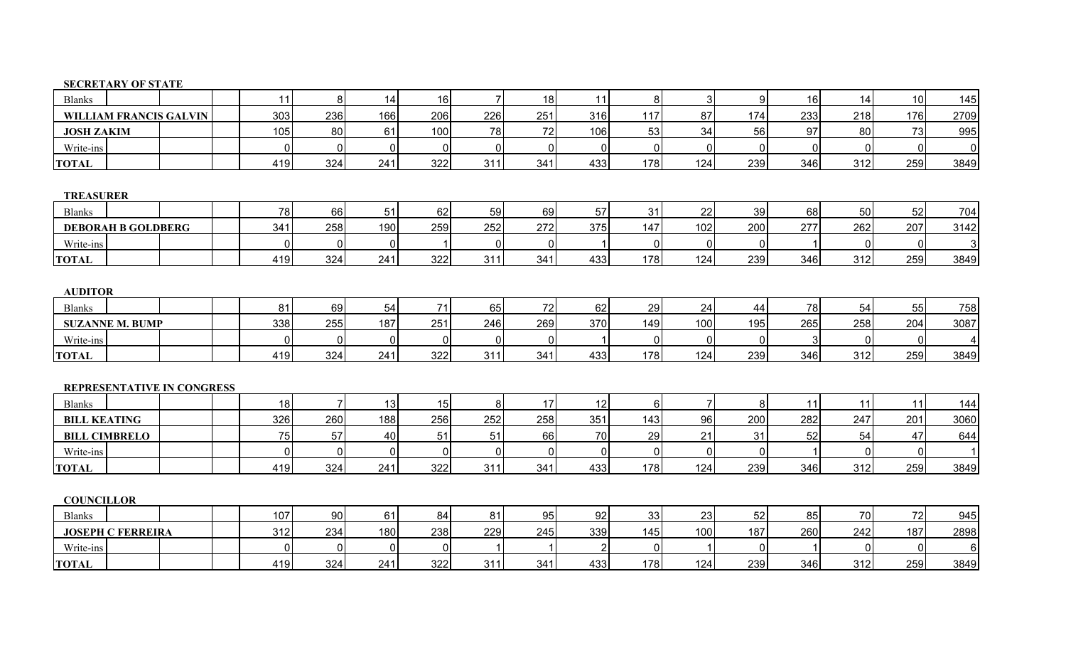**SECRETARY OF STATE**

| | | | | | | | | | | | | | |
|---|---|---|---|---|---|---|---|---|---|---|---|---|---|
| Blanks | 11 | 8 | 14 | 16 | 7 | 18 | 11 | 8 | 3 | 9 | 16 | 14 | 10 | 145 |
| **WILLIAM FRANCIS GALVIN** | 303 | 236 | 166 | 206 | 226 | 251 | 316 | 117 | 87 | 174 | 233 | 218 | 176 | 2709 |
| **JOSH ZAKIM** | 105 | 80 | 61 | 100 | 78 | 72 | 106 | 53 | 34 | 56 | 97 | 80 | 73 | 995 |
| Write-ins | 0 | 0 | 0 | 0 | 0 | 0 | 0 | 0 | 0 | 0 | 0 | 0 | 0 | 0 |
| **TOTAL** | 419 | 324 | 241 | 322 | 311 | 341 | 433 | 178 | 124 | 239 | 346 | 312 | 259 | 3849 |

**TREASURER**

| | | | | | | | | | | | | | |
|---|---|---|---|---|---|---|---|---|---|---|---|---|---|
| Blanks | 78 | 66 | 51 | 62 | 59 | 69 | 57 | 31 | 22 | 39 | 68 | 50 | 52 | 704 |
| **DEBORAH B GOLDBERG** | 341 | 258 | 190 | 259 | 252 | 272 | 375 | 147 | 102 | 200 | 277 | 262 | 207 | 3142 |
| Write-ins | 0 | 0 | 0 | 1 | 0 | 0 | 1 | 0 | 0 | 0 | 1 | 0 | 0 | 3 |
| **TOTAL** | 419 | 324 | 241 | 322 | 311 | 341 | 433 | 178 | 124 | 239 | 346 | 312 | 259 | 3849 |

**AUDITOR**

| | | | | | | | | | | | | | |
|---|---|---|---|---|---|---|---|---|---|---|---|---|---|
| Blanks | 81 | 69 | 54 | 71 | 65 | 72 | 62 | 29 | 24 | 44 | 78 | 54 | 55 | 758 |
| **SUZANNE M. BUMP** | 338 | 255 | 187 | 251 | 246 | 269 | 370 | 149 | 100 | 195 | 265 | 258 | 204 | 3087 |
| Write-ins | 0 | 0 | 0 | 0 | 0 | 0 | 1 | 0 | 0 | 0 | 3 | 0 | 0 | 4 |
| **TOTAL** | 419 | 324 | 241 | 322 | 311 | 341 | 433 | 178 | 124 | 239 | 346 | 312 | 259 | 3849 |

**REPRESENTATIVE IN CONGRESS**

| | | | | | | | | | | | | | |
|---|---|---|---|---|---|---|---|---|---|---|---|---|---|
| Blanks | 18 | 7 | 13 | 15 | 8 | 17 | 12 | 6 | 7 | 8 | 11 | 11 | 11 | 144 |
| **BILL KEATING** | 326 | 260 | 188 | 256 | 252 | 258 | 351 | 143 | 96 | 200 | 282 | 247 | 201 | 3060 |
| **BILL CIMBRELO** | 75 | 57 | 40 | 51 | 51 | 66 | 70 | 29 | 21 | 31 | 52 | 54 | 47 | 644 |
| Write-ins | 0 | 0 | 0 | 0 | 0 | 0 | 0 | 0 | 0 | 0 | 1 | 0 | 0 | 1 |
| **TOTAL** | 419 | 324 | 241 | 322 | 311 | 341 | 433 | 178 | 124 | 239 | 346 | 312 | 259 | 3849 |

**COUNCILLOR**

| | | | | | | | | | | | | | |
|---|---|---|---|---|---|---|---|---|---|---|---|---|---|
| Blanks | 107 | 90 | 61 | 84 | 81 | 95 | 92 | 33 | 23 | 52 | 85 | 70 | 72 | 945 |
| **JOSEPH C FERREIRA** | 312 | 234 | 180 | 238 | 229 | 245 | 339 | 145 | 100 | 187 | 260 | 242 | 187 | 2898 |
| Write-ins | 0 | 0 | 0 | 0 | 1 | 1 | 2 | 0 | 1 | 0 | 1 | 0 | 0 | 6 |
| **TOTAL** | 419 | 324 | 241 | 322 | 311 | 341 | 433 | 178 | 124 | 239 | 346 | 312 | 259 | 3849 |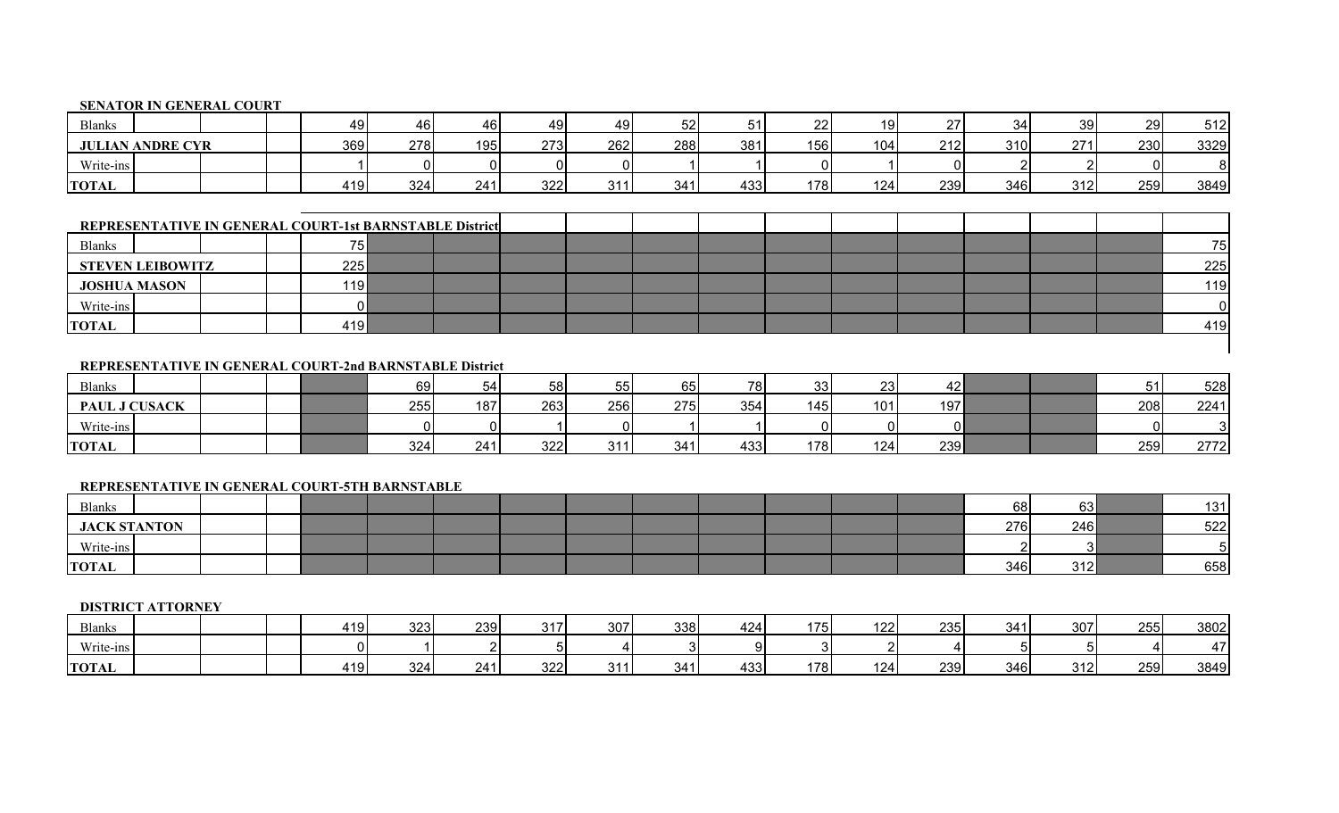**SENATOR IN GENERAL COURT**

| | | | | | | | | | | | | | | | | |
|---|---|---|---|---|---|---|---|---|---|---|---|---|---|---|---|---|
| Blanks | | | | 49 | 46 | 46 | 49 | 49 | 52 | 51 | 22 | 19 | 27 | 34 | 39 | 29 | 512 |
| JULIAN ANDRE CYR | | | | 369 | 278 | 195 | 273 | 262 | 288 | 381 | 156 | 104 | 212 | 310 | 271 | 230 | 3329 |
| Write-ins | | | | 1 | 0 | 0 | 0 | 0 | 1 | 1 | 0 | 1 | 0 | 2 | 2 | 0 | 8 |
| TOTAL | | | | 419 | 324 | 241 | 322 | 311 | 341 | 433 | 178 | 124 | 239 | 346 | 312 | 259 | 3849 |

**REPRESENTATIVE IN GENERAL COURT-1st BARNSTABLE District**

| | | | | | | | | | | | | | | | | |
|---|---|---|---|---|---|---|---|---|---|---|---|---|---|---|---|---|
| Blanks | | | | 75 | | | | | | | | | | | | | 75 |
| STEVEN LEIBOWITZ | | | | 225 | | | | | | | | | | | | | 225 |
| JOSHUA MASON | | | | 119 | | | | | | | | | | | | | 119 |
| Write-ins | | | | 0 | | | | | | | | | | | | | 0 |
| TOTAL | | | | 419 | | | | | | | | | | | | | 419 |

**REPRESENTATIVE IN GENERAL COURT-2nd BARNSTABLE District**

| | | | | | | | | | | | | | | | | |
|---|---|---|---|---|---|---|---|---|---|---|---|---|---|---|---|---|
| Blanks | | | | | 69 | 54 | 58 | 55 | 65 | 78 | 33 | 23 | 42 | | | 51 | 528 |
| PAUL J CUSACK | | | | | 255 | 187 | 263 | 256 | 275 | 354 | 145 | 101 | 197 | | | 208 | 2241 |
| Write-ins | | | | | 0 | 0 | 1 | 0 | 1 | 1 | 0 | 0 | 0 | | | 0 | 3 |
| TOTAL | | | | | 324 | 241 | 322 | 311 | 341 | 433 | 178 | 124 | 239 | | | 259 | 2772 |

**REPRESENTATIVE IN GENERAL COURT-5TH BARNSTABLE**

| | | | | | | | | | | | | | | | | |
|---|---|---|---|---|---|---|---|---|---|---|---|---|---|---|---|---|
| Blanks | | | | | | | | | | | | | | 68 | 63 | | 131 |
| JACK STANTON | | | | | | | | | | | | | | 276 | 246 | | 522 |
| Write-ins | | | | | | | | | | | | | | 2 | 3 | | 5 |
| TOTAL | | | | | | | | | | | | | | 346 | 312 | | 658 |

**DISTRICT ATTORNEY**

| | | | | | | | | | | | | | | | | |
|---|---|---|---|---|---|---|---|---|---|---|---|---|---|---|---|---|
| Blanks | | | | 419 | 323 | 239 | 317 | 307 | 338 | 424 | 175 | 122 | 235 | 341 | 307 | 255 | 3802 |
| Write-ins | | | | 0 | 1 | 2 | 5 | 4 | 3 | 9 | 3 | 2 | 4 | 5 | 5 | 4 | 47 |
| TOTAL | | | | 419 | 324 | 241 | 322 | 311 | 341 | 433 | 178 | 124 | 239 | 346 | 312 | 259 | 3849 |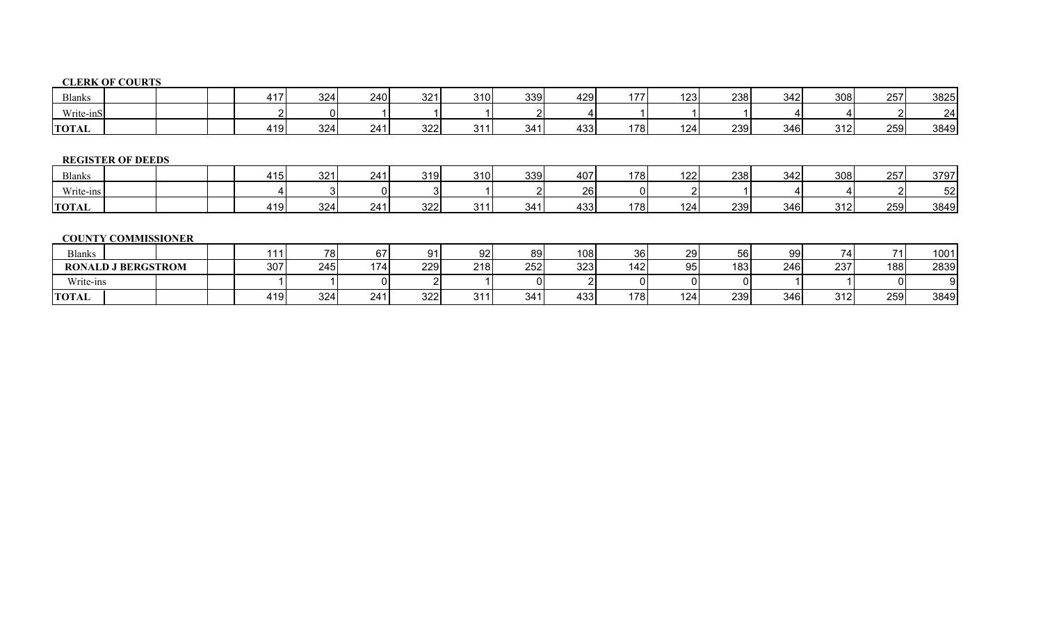**CLERK OF COURTS**

| | | | | | | | | | | | | | | | | |
|---|---|---|---|---|---|---|---|---|---|---|---|---|---|---|---|---|
| Blanks | | | | 417 | 324 | 240 | 321 | 310 | 339 | 429 | 177 | 123 | 238 | 342 | 308 | 257 | 3825 |
| Write-inS | | | | 2 | 0 | 1 | 1 | 1 | 2 | 4 | 1 | 1 | 1 | 4 | 4 | 2 | 24 |
| **TOTAL** | | | | 419 | 324 | 241 | 322 | 311 | 341 | 433 | 178 | 124 | 239 | 346 | 312 | 259 | 3849 |

**REGISTER OF DEEDS**

| | | | | | | | | | | | | | | | | |
|---|---|---|---|---|---|---|---|---|---|---|---|---|---|---|---|---|
| Blanks | | | | 415 | 321 | 241 | 319 | 310 | 339 | 407 | 178 | 122 | 238 | 342 | 308 | 257 | 3797 |
| Write-ins | | | | 4 | 3 | 0 | 3 | 1 | 2 | 26 | 0 | 2 | 1 | 4 | 4 | 2 | 52 |
| **TOTAL** | | | | 419 | 324 | 241 | 322 | 311 | 341 | 433 | 178 | 124 | 239 | 346 | 312 | 259 | 3849 |

**COUNTY COMMISSIONER**

| | | | | | | | | | | | | | | | |
|---|---|---|---|---|---|---|---|---|---|---|---|---|---|---|---|
| Blanks | | 111 | 78 | 67 | 91 | 92 | 89 | 108 | 36 | 29 | 56 | 99 | 74 | 71 | 1001 |
| **RONALD J BERGSTROM** | | 307 | 245 | 174 | 229 | 218 | 252 | 323 | 142 | 95 | 183 | 246 | 237 | 188 | 2839 |
| Write-ins | | 1 | 1 | 0 | 2 | 1 | 0 | 2 | 0 | 0 | 0 | 1 | 1 | 0 | 9 |
| **TOTAL** | | 419 | 324 | 241 | 322 | 311 | 341 | 433 | 178 | 124 | 239 | 346 | 312 | 259 | 3849 |